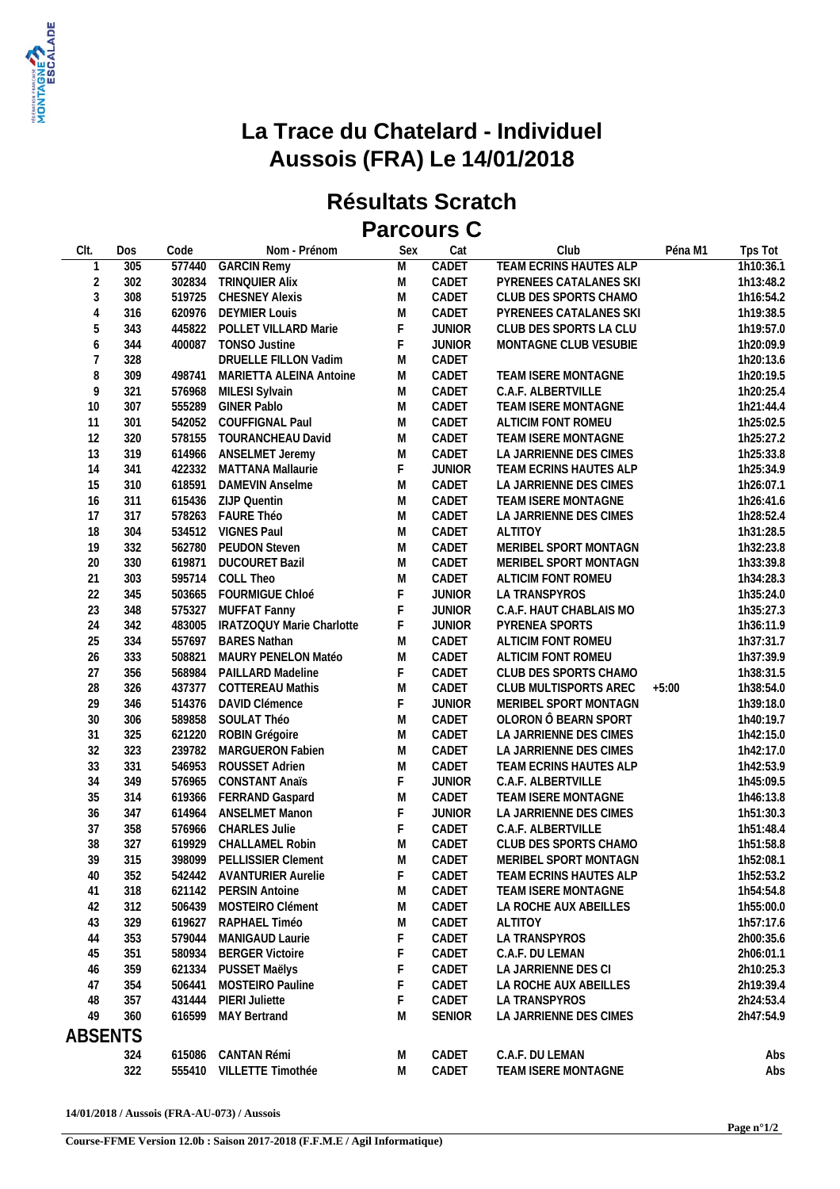# La Trace du Chatelard - Individuel
# Aussois (FRA) Le 14/01/2018

## Résultats Scratch
## Parcours C

| Clt. | Dos | Code | Nom - Prénom | Sex | Cat | Club | Péna M1 | Tps Tot |
|---|---|---|---|---|---|---|---|---|
| 1 | 305 | 577440 | GARCIN Remy | M | CADET | TEAM ECRINS HAUTES ALP | | 1h10:36.1 |
| 2 | 302 | 302834 | TRINQUIER Alix | M | CADET | PYRENEES CATALANES SKI | | 1h13:48.2 |
| 3 | 308 | 519725 | CHESNEY Alexis | M | CADET | CLUB DES SPORTS CHAMO | | 1h16:54.2 |
| 4 | 316 | 620976 | DEYMIER Louis | M | CADET | PYRENEES CATALANES SKI | | 1h19:38.5 |
| 5 | 343 | 445822 | POLLET VILLARD Marie | F | JUNIOR | CLUB DES SPORTS LA CLU | | 1h19:57.0 |
| 6 | 344 | 400087 | TONSO Justine | F | JUNIOR | MONTAGNE CLUB VESUBIE | | 1h20:09.9 |
| 7 | 328 | | DRUELLE FILLON Vadim | M | CADET | | | 1h20:13.6 |
| 8 | 309 | 498741 | MARIETTA ALEINA Antoine | M | CADET | TEAM ISERE MONTAGNE | | 1h20:19.5 |
| 9 | 321 | 576968 | MILESI Sylvain | M | CADET | C.A.F. ALBERTVILLE | | 1h20:25.4 |
| 10 | 307 | 555289 | GINER Pablo | M | CADET | TEAM ISERE MONTAGNE | | 1h21:44.4 |
| 11 | 301 | 542052 | COUFFIGNAL Paul | M | CADET | ALTICIM FONT ROMEU | | 1h25:02.5 |
| 12 | 320 | 578155 | TOURANCHEAU David | M | CADET | TEAM ISERE MONTAGNE | | 1h25:27.2 |
| 13 | 319 | 614966 | ANSELMET Jeremy | M | CADET | LA JARRIENNE DES CIMES | | 1h25:33.8 |
| 14 | 341 | 422332 | MATTANA Mallaurie | F | JUNIOR | TEAM ECRINS HAUTES ALP | | 1h25:34.9 |
| 15 | 310 | 618591 | DAMEVIN Anselme | M | CADET | LA JARRIENNE DES CIMES | | 1h26:07.1 |
| 16 | 311 | 615436 | ZIJP Quentin | M | CADET | TEAM ISERE MONTAGNE | | 1h26:41.6 |
| 17 | 317 | 578263 | FAURE Théo | M | CADET | LA JARRIENNE DES CIMES | | 1h28:52.4 |
| 18 | 304 | 534512 | VIGNES Paul | M | CADET | ALTITOY | | 1h31:28.5 |
| 19 | 332 | 562780 | PEUDON Steven | M | CADET | MERIBEL SPORT MONTAGN | | 1h32:23.8 |
| 20 | 330 | 619871 | DUCOURET Bazil | M | CADET | MERIBEL SPORT MONTAGN | | 1h33:39.8 |
| 21 | 303 | 595714 | COLL Theo | M | CADET | ALTICIM FONT ROMEU | | 1h34:28.3 |
| 22 | 345 | 503665 | FOURMIGUE Chloé | F | JUNIOR | LA TRANSPYROS | | 1h35:24.0 |
| 23 | 348 | 575327 | MUFFAT Fanny | F | JUNIOR | C.A.F. HAUT CHABLAIS MO | | 1h35:27.3 |
| 24 | 342 | 483005 | IRATZOQUY Marie Charlotte | F | JUNIOR | PYRENEA SPORTS | | 1h36:11.9 |
| 25 | 334 | 557697 | BARES Nathan | M | CADET | ALTICIM FONT ROMEU | | 1h37:31.7 |
| 26 | 333 | 508821 | MAURY PENELON Matéo | M | CADET | ALTICIM FONT ROMEU | | 1h37:39.9 |
| 27 | 356 | 568984 | PAILLARD Madeline | F | CADET | CLUB DES SPORTS CHAMO | | 1h38:31.5 |
| 28 | 326 | 437377 | COTTEREAU Mathis | M | CADET | CLUB MULTISPORTS AREC | +5:00 | 1h38:54.0 |
| 29 | 346 | 514376 | DAVID Clémence | F | JUNIOR | MERIBEL SPORT MONTAGN | | 1h39:18.0 |
| 30 | 306 | 589858 | SOULAT Théo | M | CADET | OLORON Ô BEARN SPORT | | 1h40:19.7 |
| 31 | 325 | 621220 | ROBIN Grégoire | M | CADET | LA JARRIENNE DES CIMES | | 1h42:15.0 |
| 32 | 323 | 239782 | MARGUERON Fabien | M | CADET | LA JARRIENNE DES CIMES | | 1h42:17.0 |
| 33 | 331 | 546953 | ROUSSET Adrien | M | CADET | TEAM ECRINS HAUTES ALP | | 1h42:53.9 |
| 34 | 349 | 576965 | CONSTANT Anaïs | F | JUNIOR | C.A.F. ALBERTVILLE | | 1h45:09.5 |
| 35 | 314 | 619366 | FERRAND Gaspard | M | CADET | TEAM ISERE MONTAGNE | | 1h46:13.8 |
| 36 | 347 | 614964 | ANSELMET Manon | F | JUNIOR | LA JARRIENNE DES CIMES | | 1h51:30.3 |
| 37 | 358 | 576966 | CHARLES Julie | F | CADET | C.A.F. ALBERTVILLE | | 1h51:48.4 |
| 38 | 327 | 619929 | CHALLAMEL Robin | M | CADET | CLUB DES SPORTS CHAMO | | 1h51:58.8 |
| 39 | 315 | 398099 | PELLISSIER Clement | M | CADET | MERIBEL SPORT MONTAGN | | 1h52:08.1 |
| 40 | 352 | 542442 | AVANTURIER Aurelie | F | CADET | TEAM ECRINS HAUTES ALP | | 1h52:53.2 |
| 41 | 318 | 621142 | PERSIN Antoine | M | CADET | TEAM ISERE MONTAGNE | | 1h54:54.8 |
| 42 | 312 | 506439 | MOSTEIRO Clément | M | CADET | LA ROCHE AUX ABEILLES | | 1h55:00.0 |
| 43 | 329 | 619627 | RAPHAEL Timéo | M | CADET | ALTITOY | | 1h57:17.6 |
| 44 | 353 | 579044 | MANIGAUD Laurie | F | CADET | LA TRANSPYROS | | 2h00:35.6 |
| 45 | 351 | 580934 | BERGER Victoire | F | CADET | C.A.F. DU LEMAN | | 2h06:01.1 |
| 46 | 359 | 621334 | PUSSET Maëlys | F | CADET | LA JARRIENNE DES CI | | 2h10:25.3 |
| 47 | 354 | 506441 | MOSTEIRO Pauline | F | CADET | LA ROCHE AUX ABEILLES | | 2h19:39.4 |
| 48 | 357 | 431444 | PIERI Juliette | F | CADET | LA TRANSPYROS | | 2h24:53.4 |
| 49 | 360 | 616599 | MAY Bertrand | M | SENIOR | LA JARRIENNE DES CIMES | | 2h47:54.9 |
| **ABSENTS** | | | | | | | | |
| | 324 | 615086 | CANTAN Rémi | M | CADET | C.A.F. DU LEMAN | | Abs |
| | 322 | 555410 | VILLETTE Timothée | M | CADET | TEAM ISERE MONTAGNE | | Abs |

14/01/2018 / Aussois (FRA-AU-073) / Aussois

Course-FFME Version 12.0b : Saison 2017-2018 (F.F.M.E / Agil Informatique)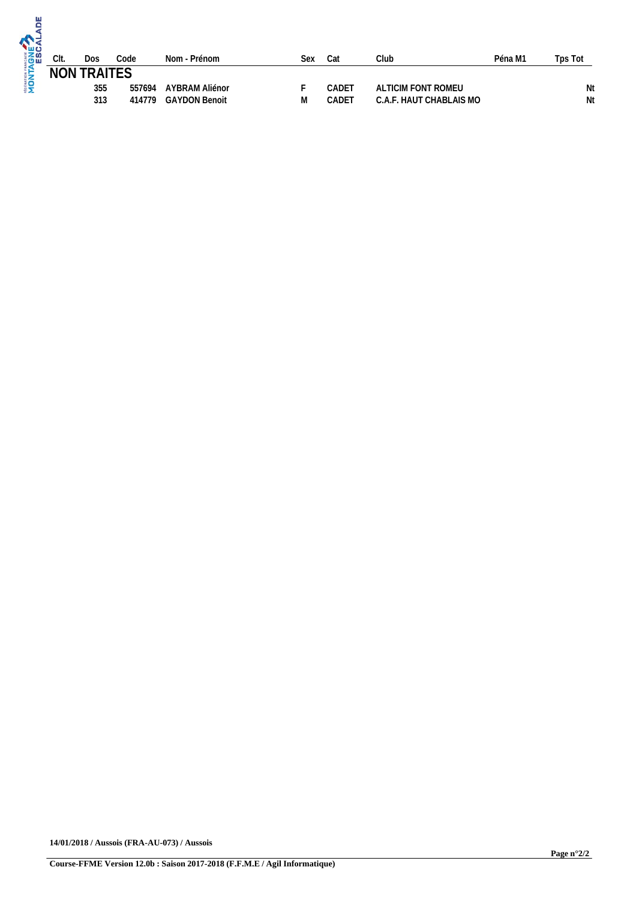| Clt. | Dos | Code | Nom - Prénom | Sex | Cat | Club | Péna M1 | Tps Tot |
|---|---|---|---|---|---|---|---|---|
| **NON TRAITES** | | | | | | | | |
| | 355 | 557694 | AYBRAM Aliénor | F | CADET | ALTICIM FONT ROMEU | | Nt |
| | 313 | 414779 | GAYDON Benoit | M | CADET | C.A.F. HAUT CHABLAIS MO | | Nt |

**14/01/2018 / Aussois (FRA-AU-073) / Aussois**

**Course-FFME Version 12.0b : Saison 2017-2018 (F.F.M.E / Agil Informatique)**